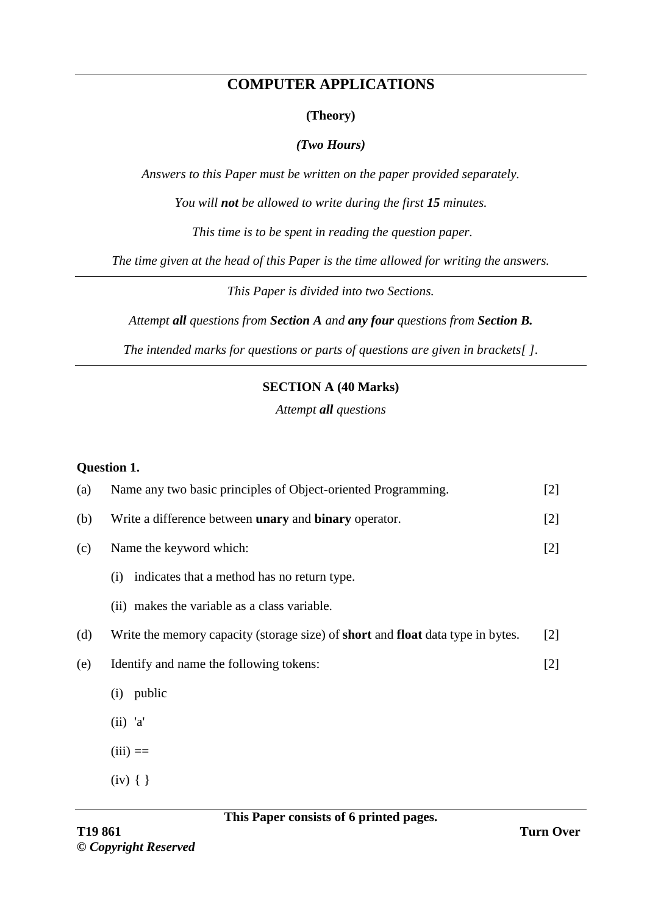# COMPUTER APPLICATIONS

**(Theory)**

***(Two Hours)***

*Answers to this Paper must be written on the paper provided separately.*

*You will **not** be allowed to write during the first **15** minutes.*

*This time is to be spent in reading the question paper.*

*The time given at the head of this Paper is the time allowed for writing the answers.*

---

*This Paper is divided into two Sections.*

*Attempt **all** questions from **Section A** and **any four** questions from **Section B.***

*The intended marks for questions or parts of questions are given in brackets[ ].*

---

## SECTION A (40 Marks)

*Attempt **all** questions*

**Question 1.**

(a) Name any two basic principles of Object-oriented Programming. [2]

(b) Write a difference between **unary** and **binary** operator. [2]

(c) Name the keyword which: [2]

(i) indicates that a method has no return type.

(ii) makes the variable as a class variable.

(d) Write the memory capacity (storage size) of **short** and **float** data type in bytes. [2]

(e) Identify and name the following tokens: [2]

(i) public

(ii) 'a'

(iii) ==

(iv) { }

**This Paper consists of 6 printed pages.**

T19 861 **Turn Over**

***© Copyright Reserved***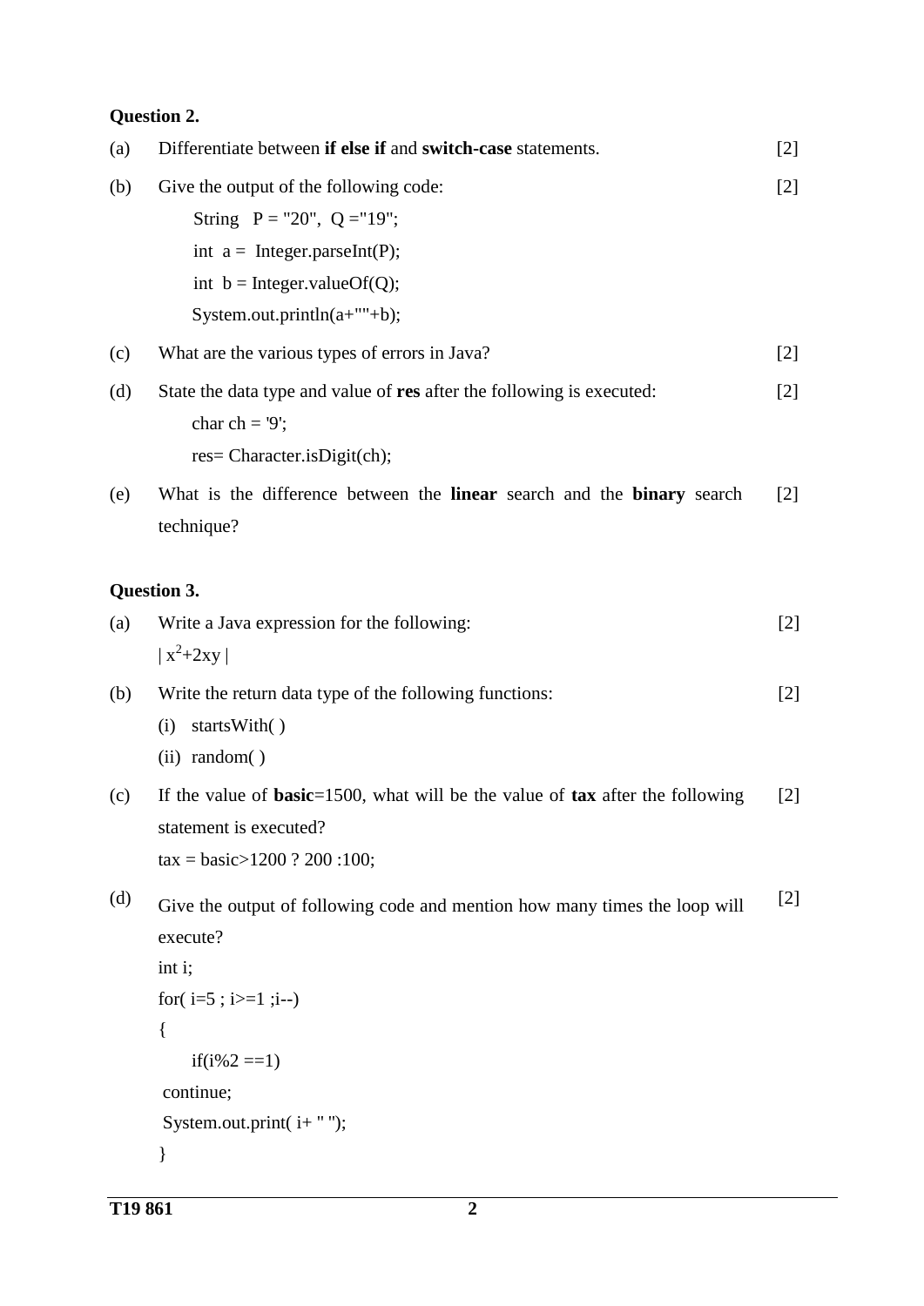**Question 2.**

(a) Differentiate between **if else if** and **switch-case** statements. [2]

(b) Give the output of the following code: [2]

```
String  P = "20",  Q ="19";
int  a =  Integer.parseInt(P);
int  b = Integer.valueOf(Q);
System.out.println(a+""+b);
```

(c) What are the various types of errors in Java? [2]

(d) State the data type and value of **res** after the following is executed: [2]

```
char ch = '9';
res= Character.isDigit(ch);
```

(e) What is the difference between the **linear** search and the **binary** search technique? [2]

**Question 3.**

(a) Write a Java expression for the following: [2]

$| x^2+2xy |$

(b) Write the return data type of the following functions: [2]

(i) startsWith( )

(ii) random( )

(c) If the value of **basic**=1500, what will be the value of **tax** after the following statement is executed? [2]

tax = basic>1200 ? 200 :100;

(d) Give the output of following code and mention how many times the loop will execute? [2]

```
int i;
for( i=5 ; i>=1 ;i--)
{
     if(i%2 ==1)
 continue;
 System.out.print( i+ " ");
}
```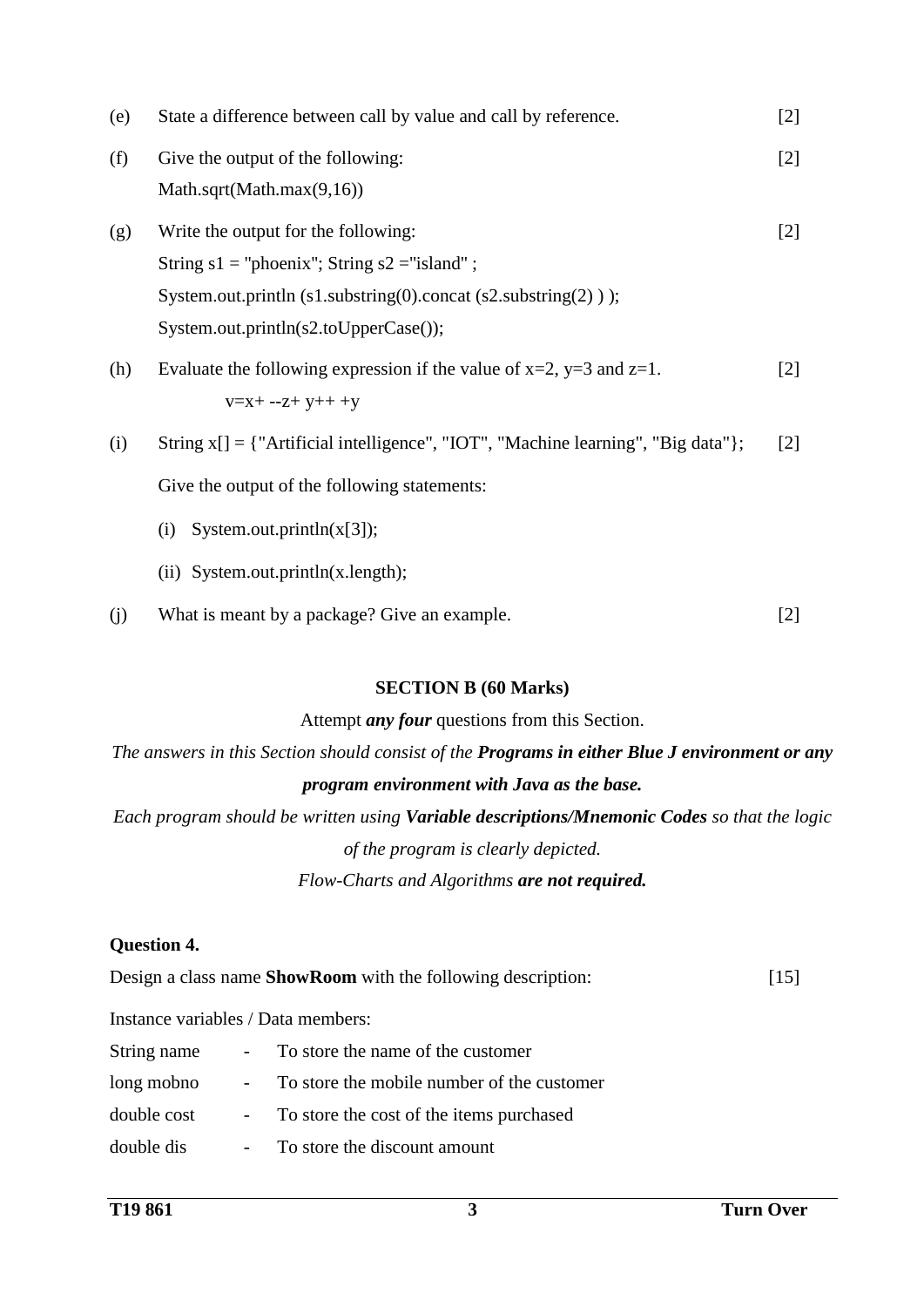(e) State a difference between call by value and call by reference. [2]

(f) Give the output of the following: [2]

```
Math.sqrt(Math.max(9,16))
```

(g) Write the output for the following: [2]

```
String s1 = "phoenix"; String s2 ="island" ;
System.out.println (s1.substring(0).concat (s2.substring(2) ) );
System.out.println(s2.toUpperCase());
```

(h) Evaluate the following expression if the value of x=2, y=3 and z=1. [2]

```
v=x+ --z+ y++ +y
```

(i) String x[] = {"Artificial intelligence", "IOT", "Machine learning", "Big data"}; [2]

Give the output of the following statements:

(i) System.out.println(x[3]);

(ii) System.out.println(x.length);

(j) What is meant by a package? Give an example. [2]

## SECTION B (60 Marks)

Attempt ***any four*** questions from this Section.

*The answers in this Section should consist of the **Programs in either Blue J environment or any program environment with Java as the base.***

*Each program should be written using **Variable descriptions/Mnemonic Codes** so that the logic of the program is clearly depicted.*

*Flow-Charts and Algorithms **are not required.***

### Question 4.

Design a class name **ShowRoom** with the following description: [15]

Instance variables / Data members:

| | | |
|---|---|---|
| String name | - | To store the name of the customer |
| long mobno | - | To store the mobile number of the customer |
| double cost | - | To store the cost of the items purchased |
| double dis | - | To store the discount amount |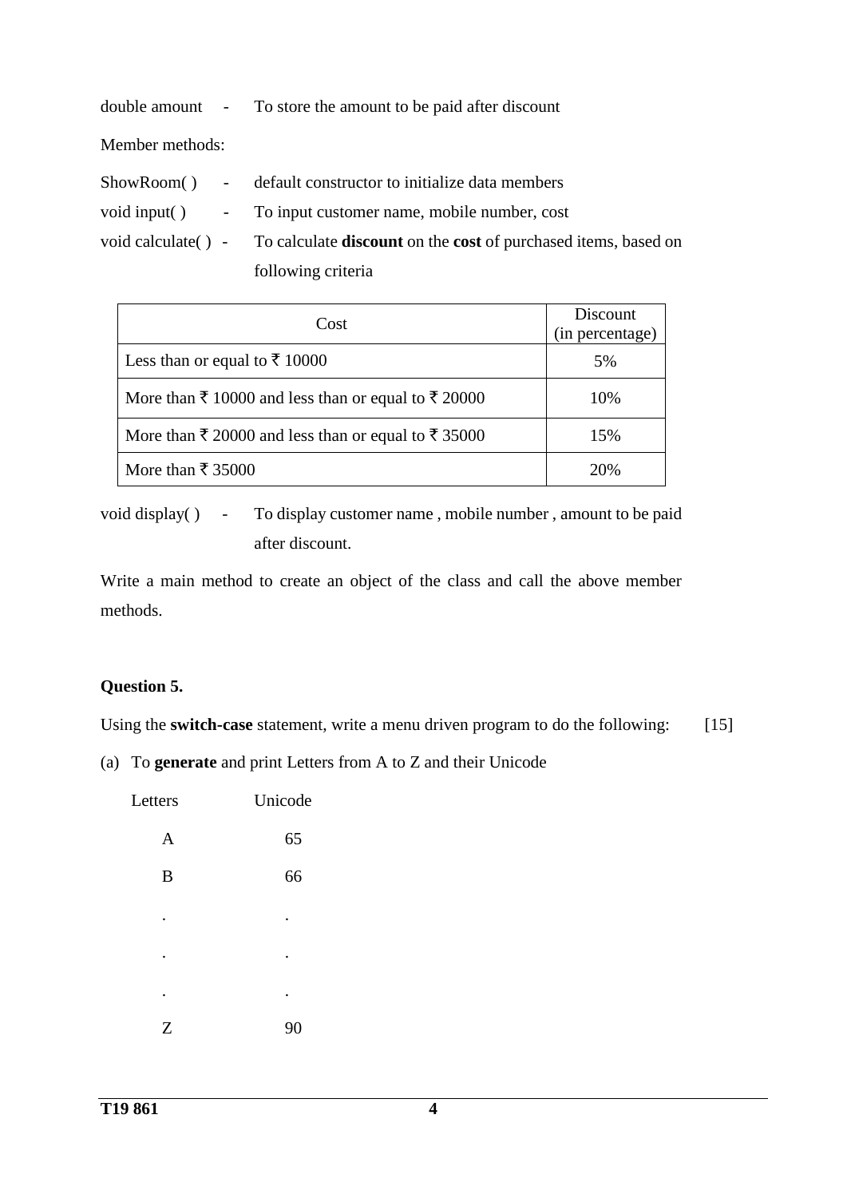double amount - To store the amount to be paid after discount

Member methods:

ShowRoom( ) - default constructor to initialize data members

void input( ) - To input customer name, mobile number, cost

void calculate( ) - To calculate **discount** on the **cost** of purchased items, based on following criteria

| Cost | Discount (in percentage) |
|---|---|
| Less than or equal to ₹ 10000 | 5% |
| More than ₹ 10000 and less than or equal to ₹ 20000 | 10% |
| More than ₹ 20000 and less than or equal to ₹ 35000 | 15% |
| More than ₹ 35000 | 20% |

void display( ) - To display customer name , mobile number , amount to be paid after discount.

Write a main method to create an object of the class and call the above member methods.

**Question 5.**

Using the **switch-case** statement, write a menu driven program to do the following: [15]

(a) To **generate** and print Letters from A to Z and their Unicode

| Letters | Unicode |
|---|---|
| A | 65 |
| B | 66 |
| . | . |
| . | . |
| . | . |
| Z | 90 |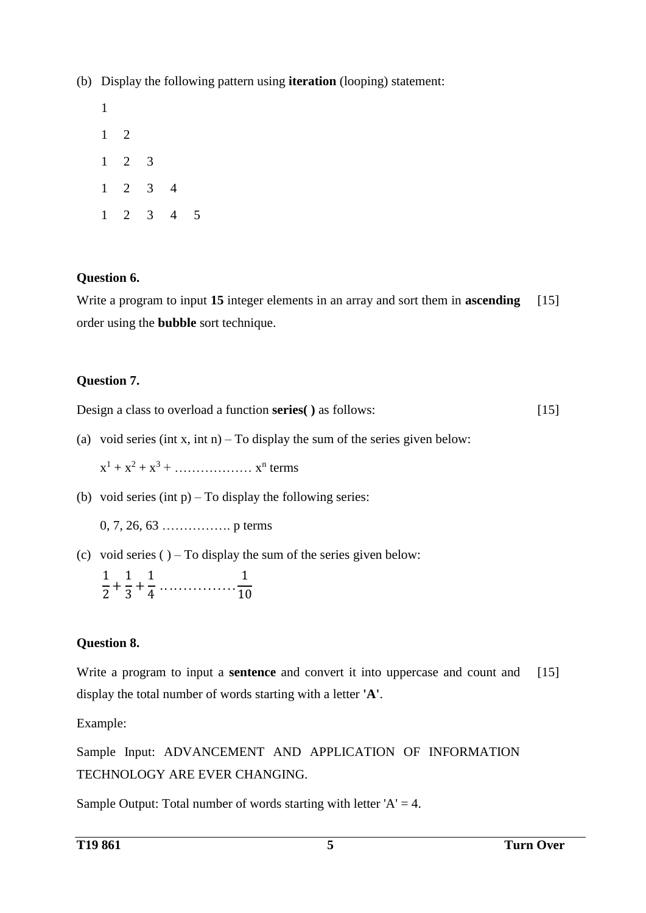(b) Display the following pattern using **iteration** (looping) statement:

```
1
1   2
1   2   3
1   2   3   4
1   2   3   4   5
```

**Question 6.**

Write a program to input **15** integer elements in an array and sort them in **ascending** order using the **bubble** sort technique. [15]

**Question 7.**

Design a class to overload a function **series( )** as follows: [15]

(a) void series (int x, int n) – To display the sum of the series given below:

$x^1 + x^2 + x^3 + \ldots\ldots\ldots\ldots\ldots\ldots\ x^n$ terms

(b) void series (int p) – To display the following series:

0, 7, 26, 63 ……………. p terms

(c) void series ( ) – To display the sum of the series given below:

$$\frac{1}{2} + \frac{1}{3} + \frac{1}{4} \ldots\ldots\ldots\ldots\ldots \frac{1}{10}$$

**Question 8.**

Write a program to input a **sentence** and convert it into uppercase and count and display the total number of words starting with a letter **'A'**. [15]

Example:

Sample Input: ADVANCEMENT AND APPLICATION OF INFORMATION TECHNOLOGY ARE EVER CHANGING.

Sample Output: Total number of words starting with letter 'A' = 4.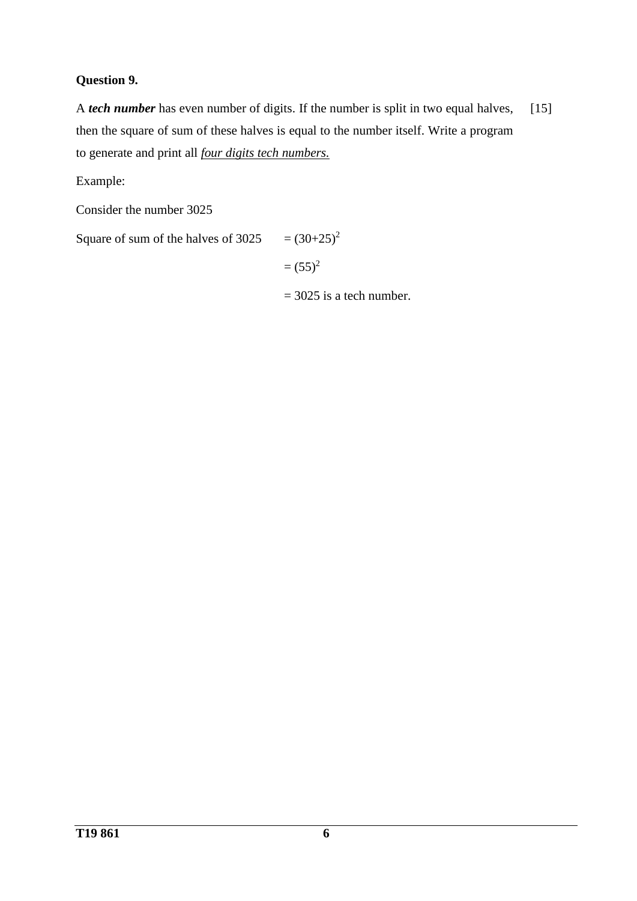**Question 9.**

A ***tech number*** has even number of digits. If the number is split in two equal halves, then the square of sum of these halves is equal to the number itself. Write a program to generate and print all *four digits tech numbers.* [15]

Example:

Consider the number 3025

Square of sum of the halves of 3025 $= (30+25)^2$

$= (55)^2$

$= 3025$ is a tech number.